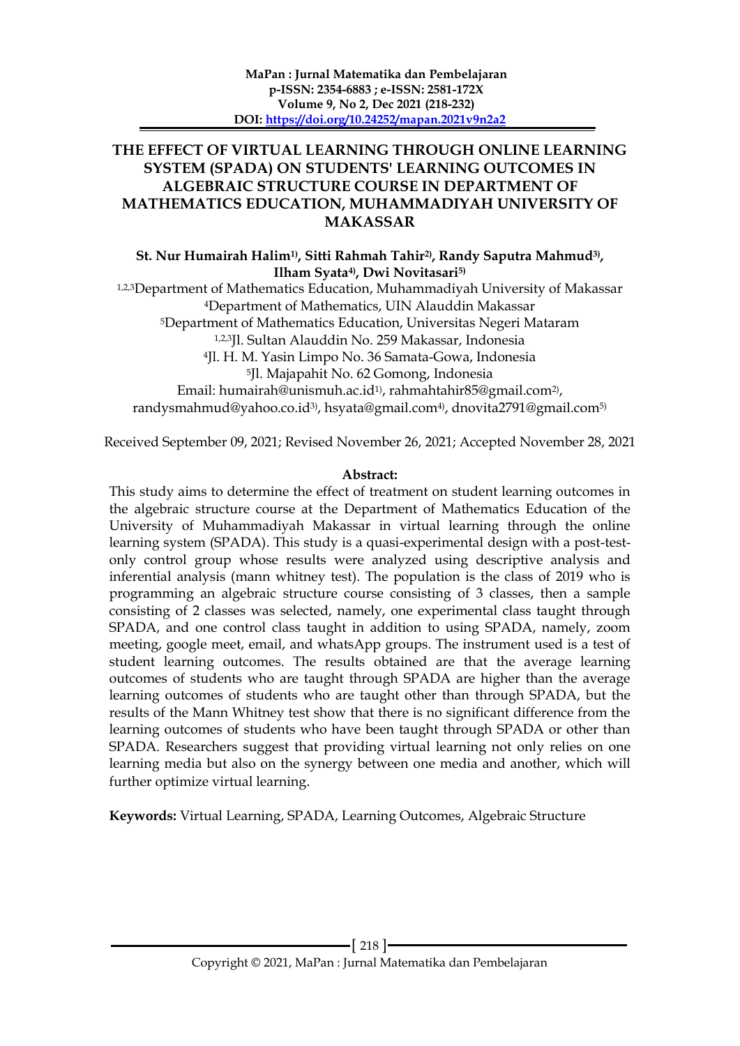# THE EFFECT OF VIRTUAL LEARNING THROUGH ONLINE LEARNING SYSTEM (SPADA) ON STUDENTS' LEARNING OUTCOMES IN ALGEBRAIC STRUCTURE COURSE IN DEPARTMENT OF MATHEMATICS EDUCATION, MUHAMMADIYAH UNIVERSITY OF MAKASSAR

**St. Nur Humairah Halim[1)], Sitti Rahmah Tahir[2)], Randy Saputra Mahmud[3)], Ilham Syata[4)], Dwi Novitasari[5)]**

[1,2,3]Department of Mathematics Education, Muhammadiyah University of Makassar
[4]Department of Mathematics, UIN Alauddin Makassar
[5]Department of Mathematics Education, Universitas Negeri Mataram
[1,2,3]Jl. Sultan Alauddin No. 259 Makassar, Indonesia
[4]Jl. H. M. Yasin Limpo No. 36 Samata-Gowa, Indonesia
[5]Jl. Majapahit No. 62 Gomong, Indonesia
Email: humairah@unismuh.ac.id[1)], rahmahtahir85@gmail.com[2)], randysmahmud@yahoo.co.id[3)], hsyata@gmail.com[4)], dnovita2791@gmail.com[5)]

Received September 09, 2021; Revised November 26, 2021; Accepted November 28, 2021

**Abstract:**

This study aims to determine the effect of treatment on student learning outcomes in the algebraic structure course at the Department of Mathematics Education of the University of Muhammadiyah Makassar in virtual learning through the online learning system (SPADA). This study is a quasi-experimental design with a post-test-only control group whose results were analyzed using descriptive analysis and inferential analysis (mann whitney test). The population is the class of 2019 who is programming an algebraic structure course consisting of 3 classes, then a sample consisting of 2 classes was selected, namely, one experimental class taught through SPADA, and one control class taught in addition to using SPADA, namely, zoom meeting, google meet, email, and whatsApp groups. The instrument used is a test of student learning outcomes. The results obtained are that the average learning outcomes of students who are taught through SPADA are higher than the average learning outcomes of students who are taught other than through SPADA, but the results of the Mann Whitney test show that there is no significant difference from the learning outcomes of students who have been taught through SPADA or other than SPADA. Researchers suggest that providing virtual learning not only relies on one learning media but also on the synergy between one media and another, which will further optimize virtual learning.

**Keywords:** Virtual Learning, SPADA, Learning Outcomes, Algebraic Structure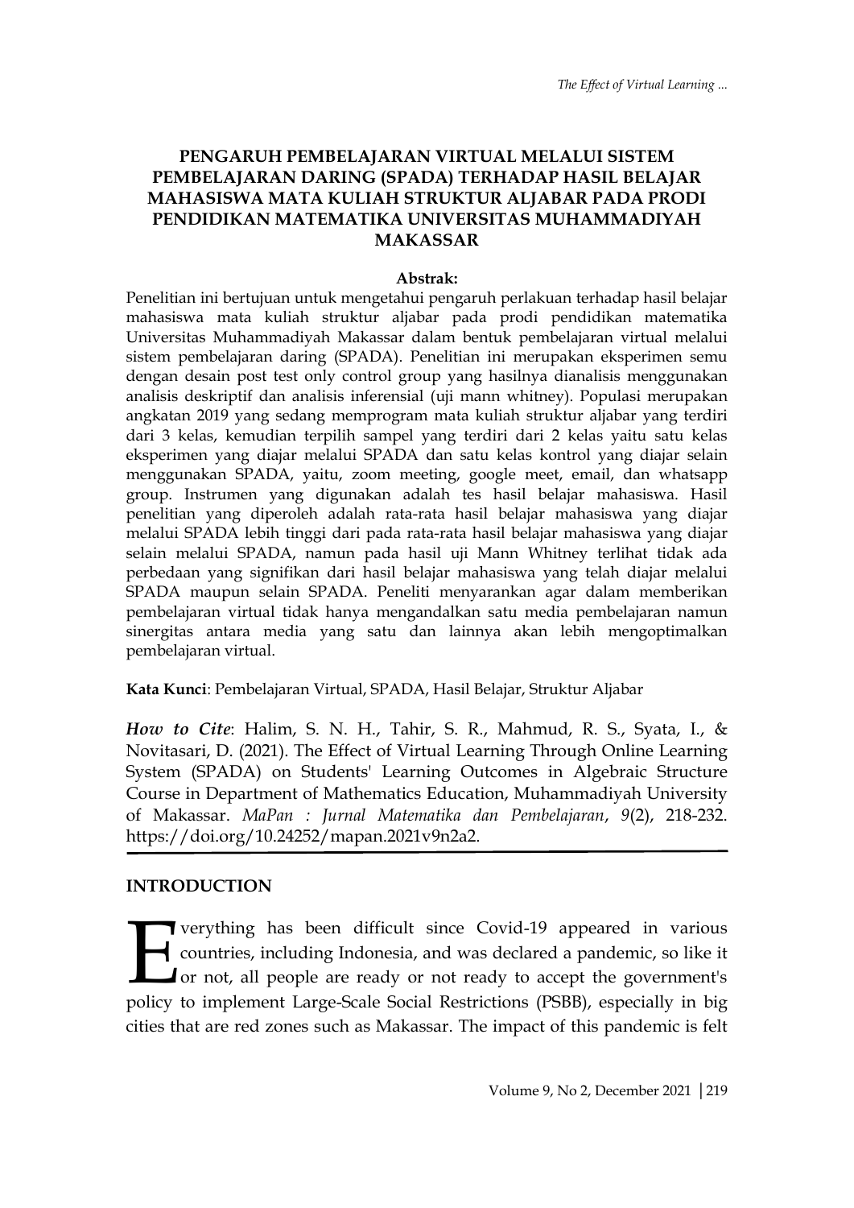# PENGARUH PEMBELAJARAN VIRTUAL MELALUI SISTEM PEMBELAJARAN DARING (SPADA) TERHADAP HASIL BELAJAR MAHASISWA MATA KULIAH STRUKTUR ALJABAR PADA PRODI PENDIDIKAN MATEMATIKA UNIVERSITAS MUHAMMADIYAH MAKASSAR

**Abstrak:**

Penelitian ini bertujuan untuk mengetahui pengaruh perlakuan terhadap hasil belajar mahasiswa mata kuliah struktur aljabar pada prodi pendidikan matematika Universitas Muhammadiyah Makassar dalam bentuk pembelajaran virtual melalui sistem pembelajaran daring (SPADA). Penelitian ini merupakan eksperimen semu dengan desain post test only control group yang hasilnya dianalisis menggunakan analisis deskriptif dan analisis inferensial (uji mann whitney). Populasi merupakan angkatan 2019 yang sedang memprogram mata kuliah struktur aljabar yang terdiri dari 3 kelas, kemudian terpilih sampel yang terdiri dari 2 kelas yaitu satu kelas eksperimen yang diajar melalui SPADA dan satu kelas kontrol yang diajar selain menggunakan SPADA, yaitu, zoom meeting, google meet, email, dan whatsapp group. Instrumen yang digunakan adalah tes hasil belajar mahasiswa. Hasil penelitian yang diperoleh adalah rata-rata hasil belajar mahasiswa yang diajar melalui SPADA lebih tinggi dari pada rata-rata hasil belajar mahasiswa yang diajar selain melalui SPADA, namun pada hasil uji Mann Whitney terlihat tidak ada perbedaan yang signifikan dari hasil belajar mahasiswa yang telah diajar melalui SPADA maupun selain SPADA. Peneliti menyarankan agar dalam memberikan pembelajaran virtual tidak hanya mengandalkan satu media pembelajaran namun sinergitas antara media yang satu dan lainnya akan lebih mengoptimalkan pembelajaran virtual.

**Kata Kunci**: Pembelajaran Virtual, SPADA, Hasil Belajar, Struktur Aljabar

***How to Cite***: Halim, S. N. H., Tahir, S. R., Mahmud, R. S., Syata, I., & Novitasari, D. (2021). The Effect of Virtual Learning Through Online Learning System (SPADA) on Students' Learning Outcomes in Algebraic Structure Course in Department of Mathematics Education, Muhammadiyah University of Makassar. *MaPan : Jurnal Matematika dan Pembelajaran*, *9*(2), 218-232. https://doi.org/10.24252/mapan.2021v9n2a2.

## INTRODUCTION

Everything has been difficult since Covid-19 appeared in various countries, including Indonesia, and was declared a pandemic, so like it or not, all people are ready or not ready to accept the government's policy to implement Large-Scale Social Restrictions (PSBB), especially in big cities that are red zones such as Makassar. The impact of this pandemic is felt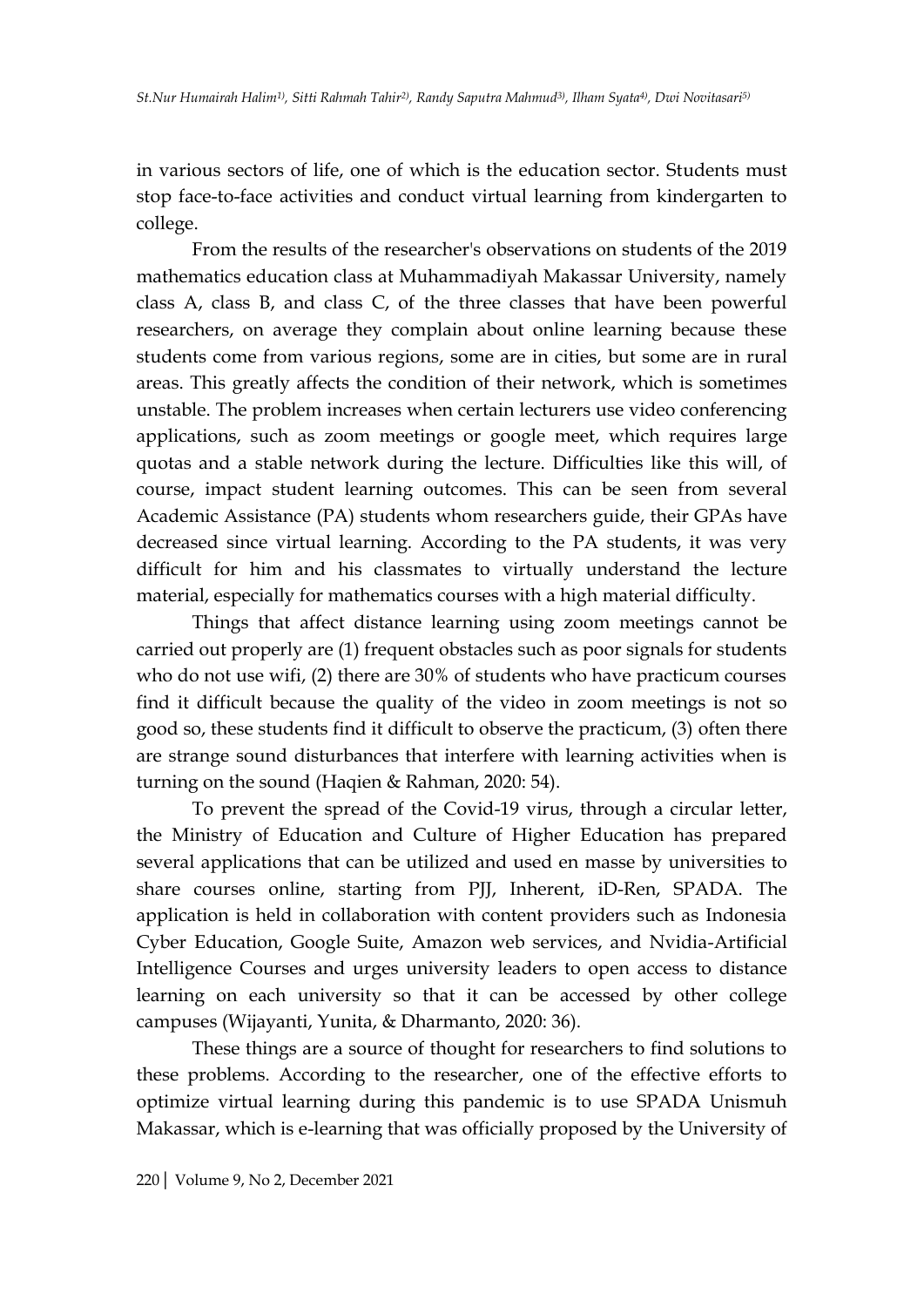in various sectors of life, one of which is the education sector. Students must stop face-to-face activities and conduct virtual learning from kindergarten to college.

From the results of the researcher's observations on students of the 2019 mathematics education class at Muhammadiyah Makassar University, namely class A, class B, and class C, of the three classes that have been powerful researchers, on average they complain about online learning because these students come from various regions, some are in cities, but some are in rural areas. This greatly affects the condition of their network, which is sometimes unstable. The problem increases when certain lecturers use video conferencing applications, such as zoom meetings or google meet, which requires large quotas and a stable network during the lecture. Difficulties like this will, of course, impact student learning outcomes. This can be seen from several Academic Assistance (PA) students whom researchers guide, their GPAs have decreased since virtual learning. According to the PA students, it was very difficult for him and his classmates to virtually understand the lecture material, especially for mathematics courses with a high material difficulty.

Things that affect distance learning using zoom meetings cannot be carried out properly are (1) frequent obstacles such as poor signals for students who do not use wifi, (2) there are 30% of students who have practicum courses find it difficult because the quality of the video in zoom meetings is not so good so, these students find it difficult to observe the practicum, (3) often there are strange sound disturbances that interfere with learning activities when is turning on the sound (Haqien & Rahman, 2020: 54).

To prevent the spread of the Covid-19 virus, through a circular letter, the Ministry of Education and Culture of Higher Education has prepared several applications that can be utilized and used en masse by universities to share courses online, starting from PJJ, Inherent, iD-Ren, SPADA. The application is held in collaboration with content providers such as Indonesia Cyber Education, Google Suite, Amazon web services, and Nvidia-Artificial Intelligence Courses and urges university leaders to open access to distance learning on each university so that it can be accessed by other college campuses (Wijayanti, Yunita, & Dharmanto, 2020: 36).

These things are a source of thought for researchers to find solutions to these problems. According to the researcher, one of the effective efforts to optimize virtual learning during this pandemic is to use SPADA Unismuh Makassar, which is e-learning that was officially proposed by the University of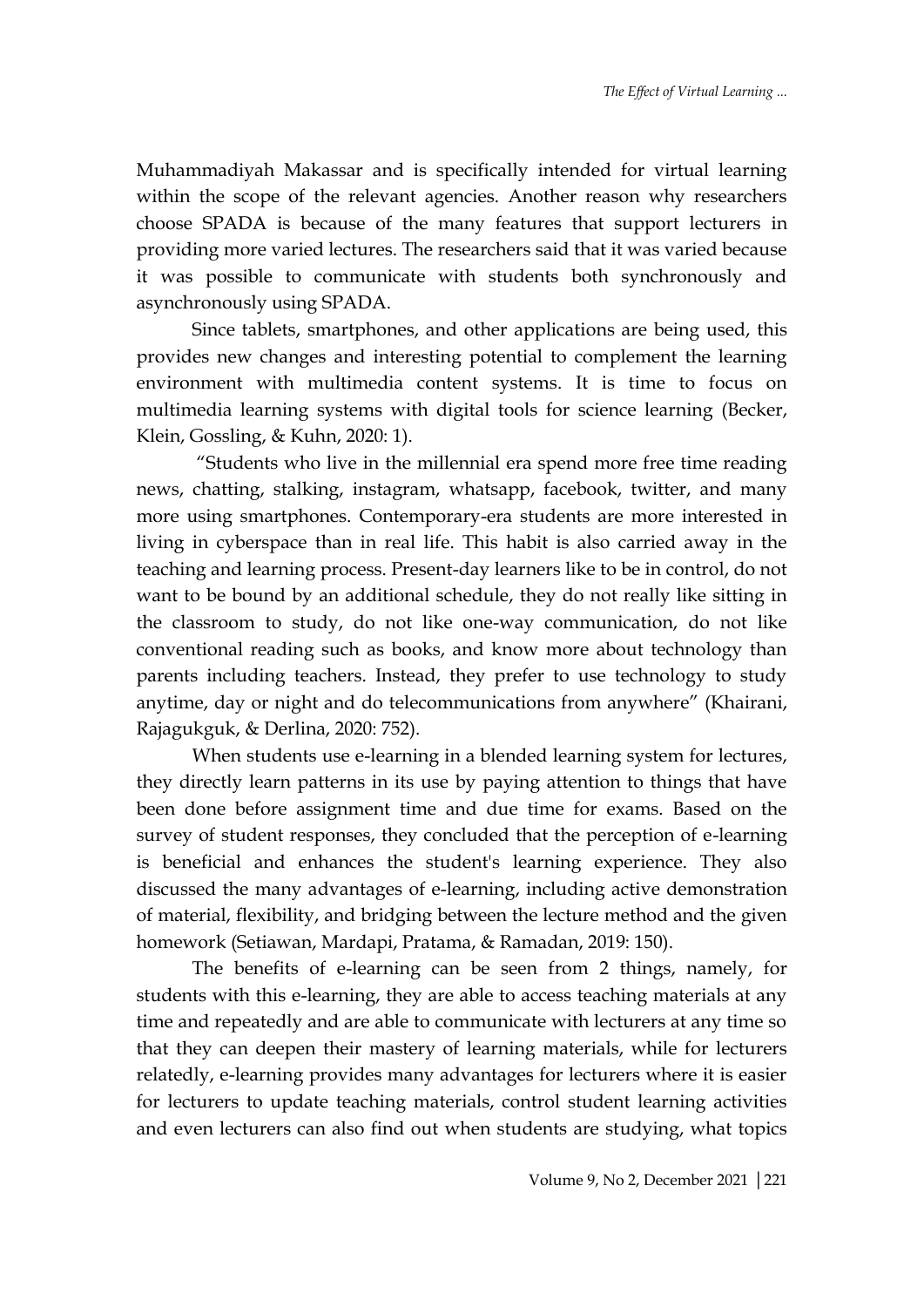Muhammadiyah Makassar and is specifically intended for virtual learning within the scope of the relevant agencies. Another reason why researchers choose SPADA is because of the many features that support lecturers in providing more varied lectures. The researchers said that it was varied because it was possible to communicate with students both synchronously and asynchronously using SPADA.

Since tablets, smartphones, and other applications are being used, this provides new changes and interesting potential to complement the learning environment with multimedia content systems. It is time to focus on multimedia learning systems with digital tools for science learning (Becker, Klein, Gossling, & Kuhn, 2020: 1).

"Students who live in the millennial era spend more free time reading news, chatting, stalking, instagram, whatsapp, facebook, twitter, and many more using smartphones. Contemporary-era students are more interested in living in cyberspace than in real life. This habit is also carried away in the teaching and learning process. Present-day learners like to be in control, do not want to be bound by an additional schedule, they do not really like sitting in the classroom to study, do not like one-way communication, do not like conventional reading such as books, and know more about technology than parents including teachers. Instead, they prefer to use technology to study anytime, day or night and do telecommunications from anywhere" (Khairani, Rajagukguk, & Derlina, 2020: 752).

When students use e-learning in a blended learning system for lectures, they directly learn patterns in its use by paying attention to things that have been done before assignment time and due time for exams. Based on the survey of student responses, they concluded that the perception of e-learning is beneficial and enhances the student's learning experience. They also discussed the many advantages of e-learning, including active demonstration of material, flexibility, and bridging between the lecture method and the given homework (Setiawan, Mardapi, Pratama, & Ramadan, 2019: 150).

The benefits of e-learning can be seen from 2 things, namely, for students with this e-learning, they are able to access teaching materials at any time and repeatedly and are able to communicate with lecturers at any time so that they can deepen their mastery of learning materials, while for lecturers relatedly, e-learning provides many advantages for lecturers where it is easier for lecturers to update teaching materials, control student learning activities and even lecturers can also find out when students are studying, what topics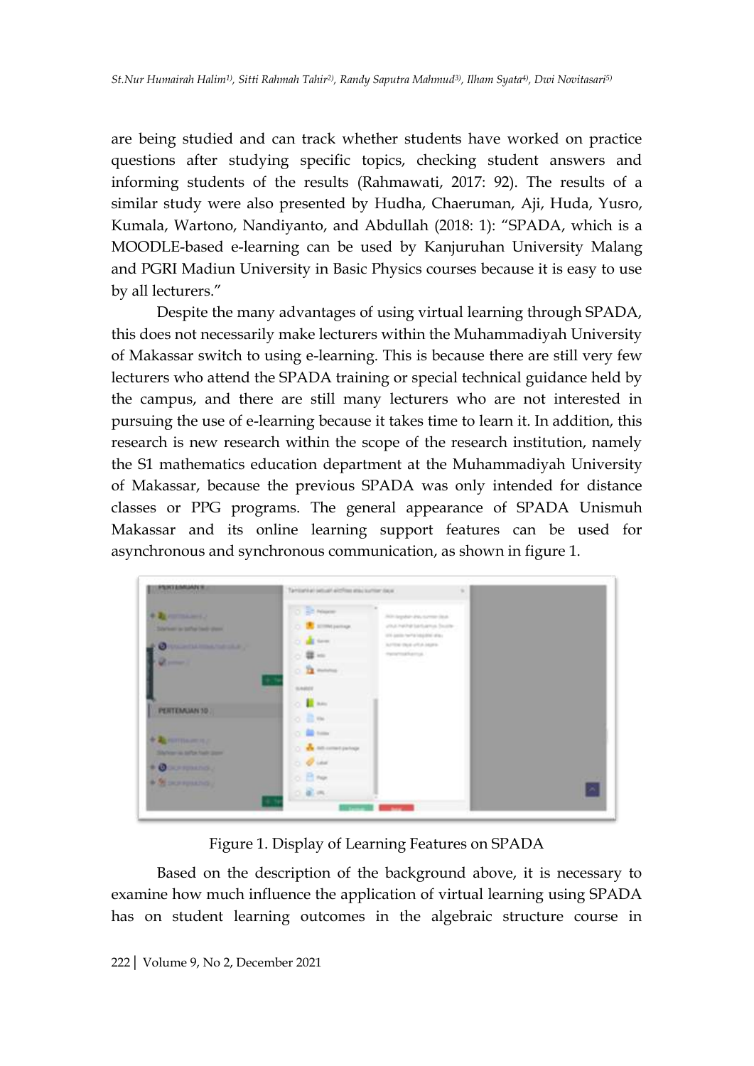are being studied and can track whether students have worked on practice questions after studying specific topics, checking student answers and informing students of the results (Rahmawati, 2017: 92). The results of a similar study were also presented by Hudha, Chaeruman, Aji, Huda, Yusro, Kumala, Wartono, Nandiyanto, and Abdullah (2018: 1): "SPADA, which is a MOODLE-based e-learning can be used by Kanjuruhan University Malang and PGRI Madiun University in Basic Physics courses because it is easy to use by all lecturers."

Despite the many advantages of using virtual learning through SPADA, this does not necessarily make lecturers within the Muhammadiyah University of Makassar switch to using e-learning. This is because there are still very few lecturers who attend the SPADA training or special technical guidance held by the campus, and there are still many lecturers who are not interested in pursuing the use of e-learning because it takes time to learn it. In addition, this research is new research within the scope of the research institution, namely the S1 mathematics education department at the Muhammadiyah University of Makassar, because the previous SPADA was only intended for distance classes or PPG programs. The general appearance of SPADA Unismuh Makassar and its online learning support features can be used for asynchronous and synchronous communication, as shown in figure 1.

Figure 1. Display of Learning Features on SPADA

Based on the description of the background above, it is necessary to examine how much influence the application of virtual learning using SPADA has on student learning outcomes in the algebraic structure course in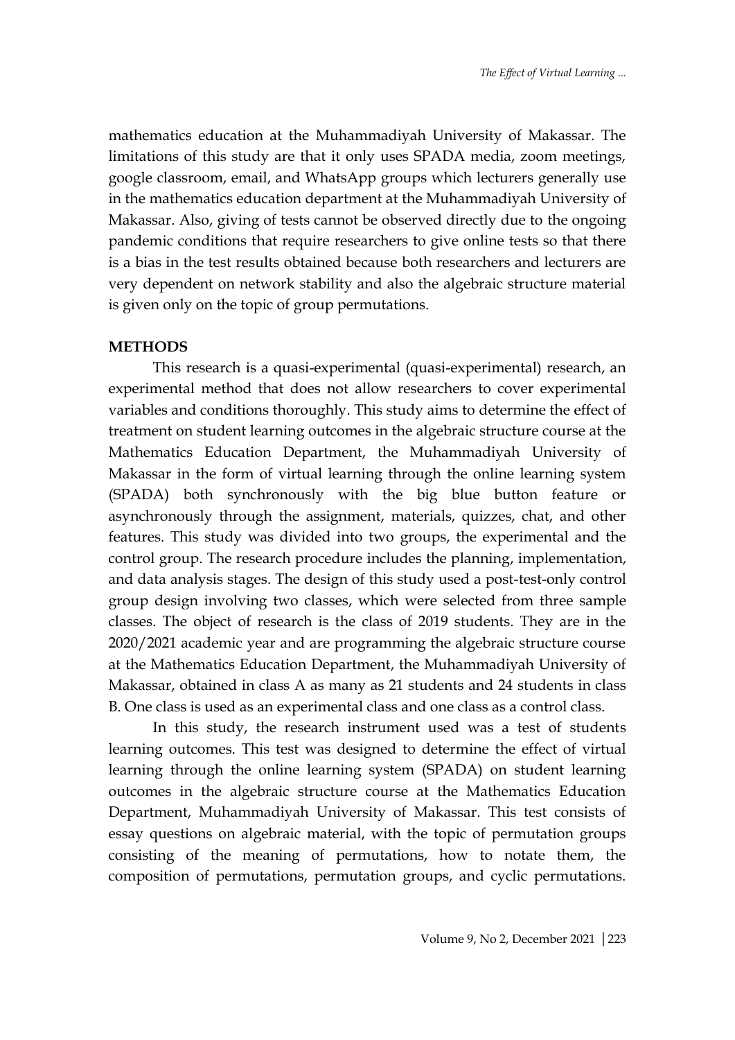mathematics education at the Muhammadiyah University of Makassar. The limitations of this study are that it only uses SPADA media, zoom meetings, google classroom, email, and WhatsApp groups which lecturers generally use in the mathematics education department at the Muhammadiyah University of Makassar. Also, giving of tests cannot be observed directly due to the ongoing pandemic conditions that require researchers to give online tests so that there is a bias in the test results obtained because both researchers and lecturers are very dependent on network stability and also the algebraic structure material is given only on the topic of group permutations.

## METHODS

This research is a quasi-experimental (quasi-experimental) research, an experimental method that does not allow researchers to cover experimental variables and conditions thoroughly. This study aims to determine the effect of treatment on student learning outcomes in the algebraic structure course at the Mathematics Education Department, the Muhammadiyah University of Makassar in the form of virtual learning through the online learning system (SPADA) both synchronously with the big blue button feature or asynchronously through the assignment, materials, quizzes, chat, and other features. This study was divided into two groups, the experimental and the control group. The research procedure includes the planning, implementation, and data analysis stages. The design of this study used a post-test-only control group design involving two classes, which were selected from three sample classes. The object of research is the class of 2019 students. They are in the 2020/2021 academic year and are programming the algebraic structure course at the Mathematics Education Department, the Muhammadiyah University of Makassar, obtained in class A as many as 21 students and 24 students in class B. One class is used as an experimental class and one class as a control class.

In this study, the research instrument used was a test of students learning outcomes. This test was designed to determine the effect of virtual learning through the online learning system (SPADA) on student learning outcomes in the algebraic structure course at the Mathematics Education Department, Muhammadiyah University of Makassar. This test consists of essay questions on algebraic material, with the topic of permutation groups consisting of the meaning of permutations, how to notate them, the composition of permutations, permutation groups, and cyclic permutations.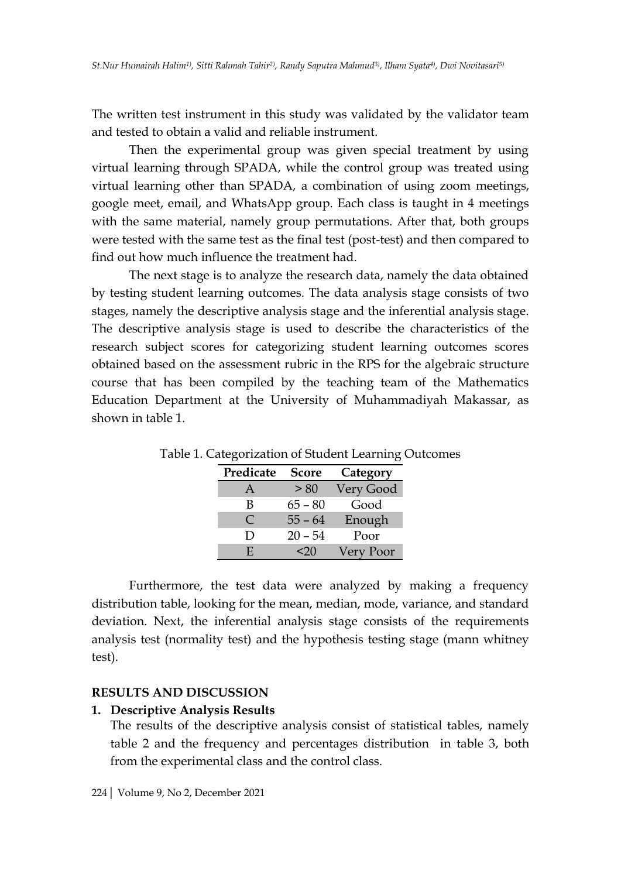The written test instrument in this study was validated by the validator team and tested to obtain a valid and reliable instrument.

Then the experimental group was given special treatment by using virtual learning through SPADA, while the control group was treated using virtual learning other than SPADA, a combination of using zoom meetings, google meet, email, and WhatsApp group. Each class is taught in 4 meetings with the same material, namely group permutations. After that, both groups were tested with the same test as the final test (post-test) and then compared to find out how much influence the treatment had.

The next stage is to analyze the research data, namely the data obtained by testing student learning outcomes. The data analysis stage consists of two stages, namely the descriptive analysis stage and the inferential analysis stage. The descriptive analysis stage is used to describe the characteristics of the research subject scores for categorizing student learning outcomes scores obtained based on the assessment rubric in the RPS for the algebraic structure course that has been compiled by the teaching team of the Mathematics Education Department at the University of Muhammadiyah Makassar, as shown in table 1.

Table 1. Categorization of Student Learning Outcomes

| Predicate | Score | Category |
|---|---|---|
| A | > 80 | Very Good |
| B | 65 – 80 | Good |
| C | 55 – 64 | Enough |
| D | 20 – 54 | Poor |
| E | <20 | Very Poor |

Furthermore, the test data were analyzed by making a frequency distribution table, looking for the mean, median, mode, variance, and standard deviation. Next, the inferential analysis stage consists of the requirements analysis test (normality test) and the hypothesis testing stage (mann whitney test).

## RESULTS AND DISCUSSION

### 1. Descriptive Analysis Results

The results of the descriptive analysis consist of statistical tables, namely table 2 and the frequency and percentages distribution in table 3, both from the experimental class and the control class.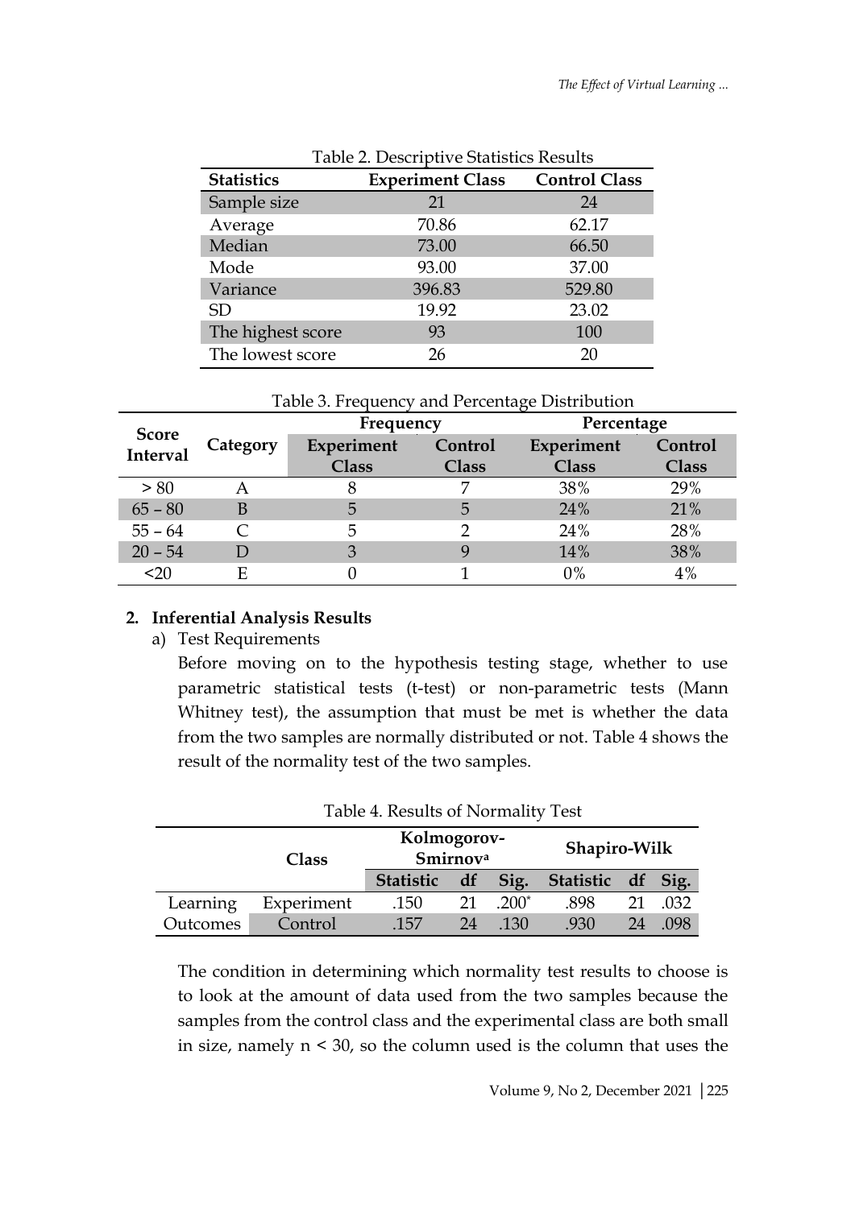Table 2. Descriptive Statistics Results

| Statistics | Experiment Class | Control Class |
|---|---|---|
| Sample size | 21 | 24 |
| Average | 70.86 | 62.17 |
| Median | 73.00 | 66.50 |
| Mode | 93.00 | 37.00 |
| Variance | 396.83 | 529.80 |
| SD | 19.92 | 23.02 |
| The highest score | 93 | 100 |
| The lowest score | 26 | 20 |

Table 3. Frequency and Percentage Distribution

| Score Interval | Category | Frequency | | Percentage | |
|---|---|---|---|---|---|
| | | Experiment Class | Control Class | Experiment Class | Control Class |
| > 80 | A | 8 | 7 | 38% | 29% |
| 65 – 80 | B | 5 | 5 | 24% | 21% |
| 55 – 64 | C | 5 | 2 | 24% | 28% |
| 20 – 54 | D | 3 | 9 | 14% | 38% |
| <20 | E | 0 | 1 | 0% | 4% |

**2. Inferential Analysis Results**

a) Test Requirements

Before moving on to the hypothesis testing stage, whether to use parametric statistical tests (t-test) or non-parametric tests (Mann Whitney test), the assumption that must be met is whether the data from the two samples are normally distributed or not. Table 4 shows the result of the normality test of the two samples.

Table 4. Results of Normality Test

| | Class | Kolmogorov-Smirnov[a] | | | Shapiro-Wilk | | |
|---|---|---|---|---|---|---|---|
| | | Statistic | df | Sig. | Statistic | df | Sig. |
| Learning | Experiment | .150 | 21 | .200* | .898 | 21 | .032 |
| Outcomes | Control | .157 | 24 | .130 | .930 | 24 | .098 |

The condition in determining which normality test results to choose is to look at the amount of data used from the two samples because the samples from the control class and the experimental class are both small in size, namely $n < 30$, so the column used is the column that uses the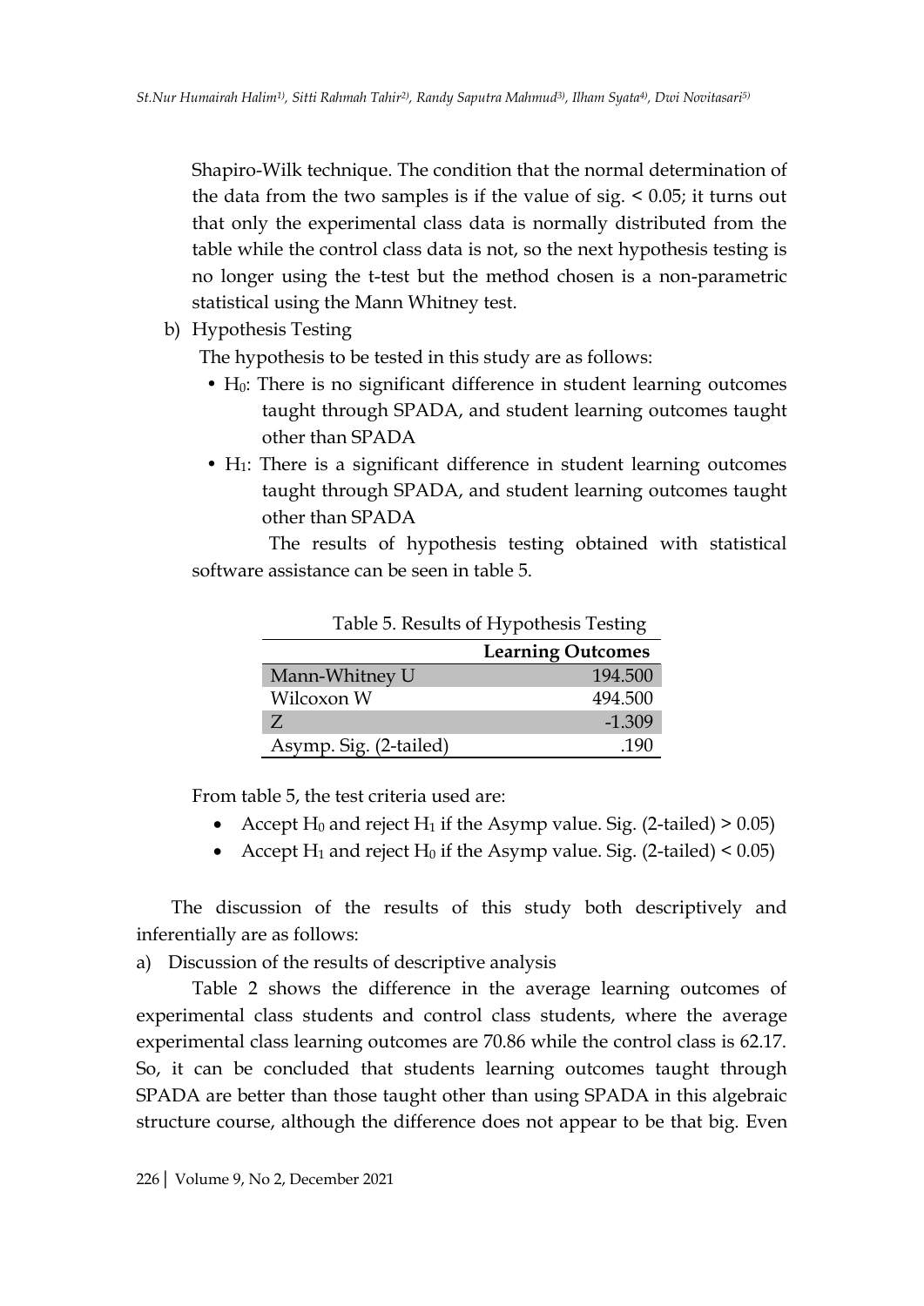Shapiro-Wilk technique. The condition that the normal determination of the data from the two samples is if the value of sig. < 0.05; it turns out that only the experimental class data is normally distributed from the table while the control class data is not, so the next hypothesis testing is no longer using the t-test but the method chosen is a non-parametric statistical using the Mann Whitney test.

b) Hypothesis Testing

The hypothesis to be tested in this study are as follows:

- $H_0$: There is no significant difference in student learning outcomes taught through SPADA, and student learning outcomes taught other than SPADA
- $H_1$: There is a significant difference in student learning outcomes taught through SPADA, and student learning outcomes taught other than SPADA

The results of hypothesis testing obtained with statistical software assistance can be seen in table 5.

Table 5. Results of Hypothesis Testing

| | Learning Outcomes |
|---|---|
| Mann-Whitney U | 194.500 |
| Wilcoxon W | 494.500 |
| Z | -1.309 |
| Asymp. Sig. (2-tailed) | .190 |

From table 5, the test criteria used are:

- Accept $H_0$ and reject $H_1$ if the Asymp value. Sig. (2-tailed) > 0.05)
- Accept $H_1$ and reject $H_0$ if the Asymp value. Sig. (2-tailed) < 0.05)

The discussion of the results of this study both descriptively and inferentially are as follows:

a) Discussion of the results of descriptive analysis

Table 2 shows the difference in the average learning outcomes of experimental class students and control class students, where the average experimental class learning outcomes are 70.86 while the control class is 62.17. So, it can be concluded that students learning outcomes taught through SPADA are better than those taught other than using SPADA in this algebraic structure course, although the difference does not appear to be that big. Even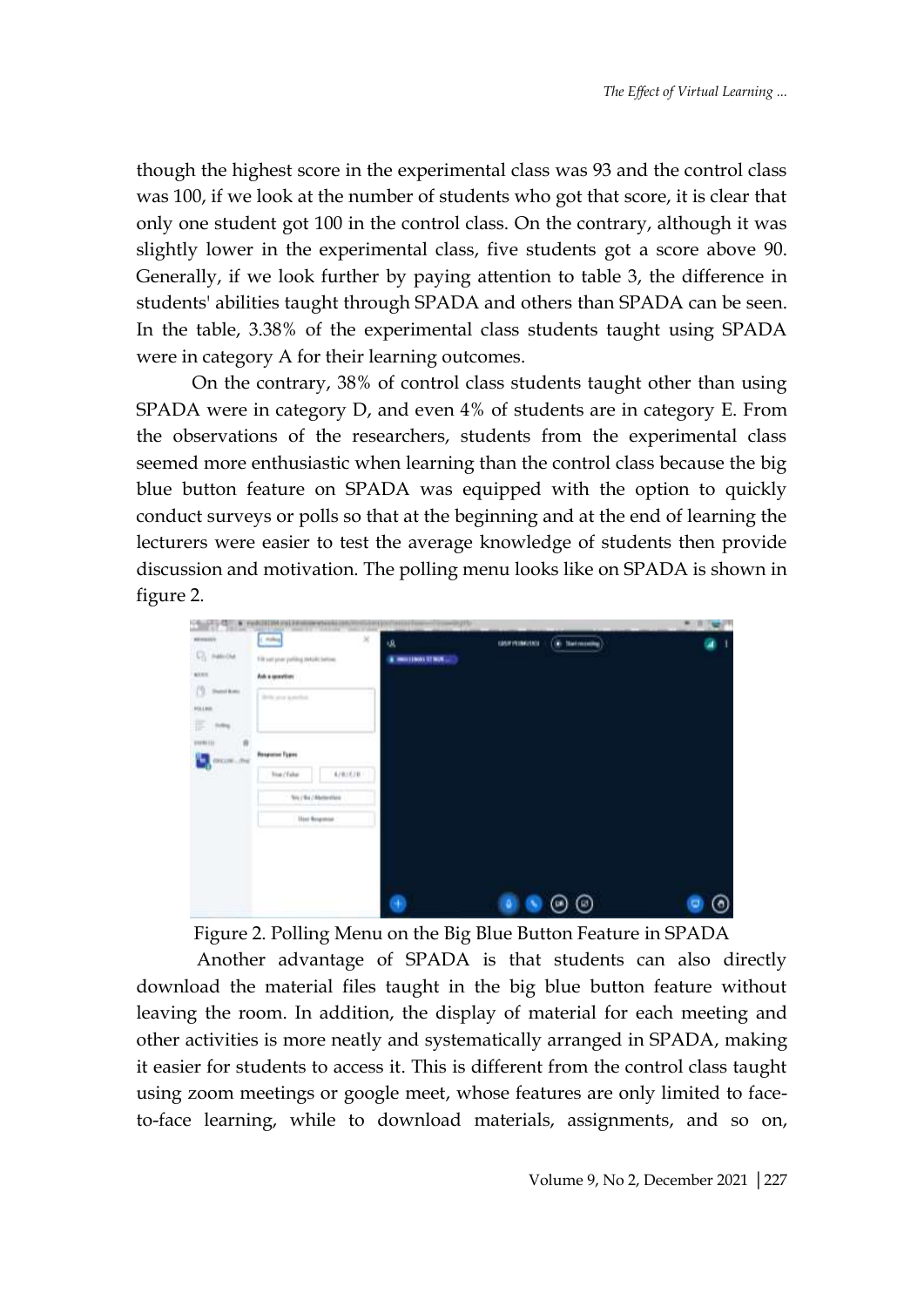though the highest score in the experimental class was 93 and the control class was 100, if we look at the number of students who got that score, it is clear that only one student got 100 in the control class. On the contrary, although it was slightly lower in the experimental class, five students got a score above 90. Generally, if we look further by paying attention to table 3, the difference in students' abilities taught through SPADA and others than SPADA can be seen. In the table, 3.38% of the experimental class students taught using SPADA were in category A for their learning outcomes.

On the contrary, 38% of control class students taught other than using SPADA were in category D, and even 4% of students are in category E. From the observations of the researchers, students from the experimental class seemed more enthusiastic when learning than the control class because the big blue button feature on SPADA was equipped with the option to quickly conduct surveys or polls so that at the beginning and at the end of learning the lecturers were easier to test the average knowledge of students then provide discussion and motivation. The polling menu looks like on SPADA is shown in figure 2.

Figure 2. Polling Menu on the Big Blue Button Feature in SPADA

Another advantage of SPADA is that students can also directly download the material files taught in the big blue button feature without leaving the room. In addition, the display of material for each meeting and other activities is more neatly and systematically arranged in SPADA, making it easier for students to access it. This is different from the control class taught using zoom meetings or google meet, whose features are only limited to face-to-face learning, while to download materials, assignments, and so on,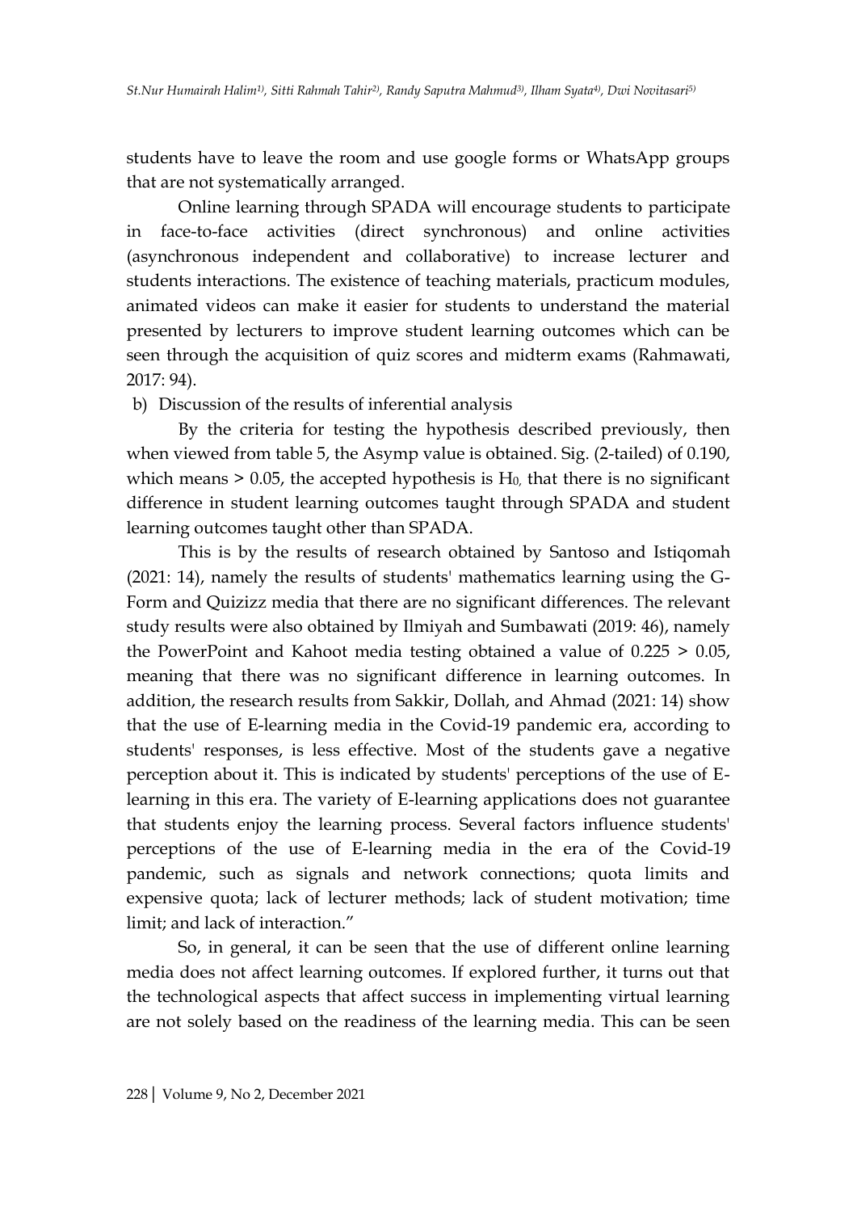students have to leave the room and use google forms or WhatsApp groups that are not systematically arranged.

Online learning through SPADA will encourage students to participate in face-to-face activities (direct synchronous) and online activities (asynchronous independent and collaborative) to increase lecturer and students interactions. The existence of teaching materials, practicum modules, animated videos can make it easier for students to understand the material presented by lecturers to improve student learning outcomes which can be seen through the acquisition of quiz scores and midterm exams (Rahmawati, 2017: 94).

b) Discussion of the results of inferential analysis

By the criteria for testing the hypothesis described previously, then when viewed from table 5, the Asymp value is obtained. Sig. (2-tailed) of 0.190, which means > 0.05, the accepted hypothesis is $H_0$, that there is no significant difference in student learning outcomes taught through SPADA and student learning outcomes taught other than SPADA.

This is by the results of research obtained by Santoso and Istiqomah (2021: 14), namely the results of students' mathematics learning using the G-Form and Quizizz media that there are no significant differences. The relevant study results were also obtained by Ilmiyah and Sumbawati (2019: 46), namely the PowerPoint and Kahoot media testing obtained a value of 0.225 > 0.05, meaning that there was no significant difference in learning outcomes. In addition, the research results from Sakkir, Dollah, and Ahmad (2021: 14) show that the use of E-learning media in the Covid-19 pandemic era, according to students' responses, is less effective. Most of the students gave a negative perception about it. This is indicated by students' perceptions of the use of E-learning in this era. The variety of E-learning applications does not guarantee that students enjoy the learning process. Several factors influence students' perceptions of the use of E-learning media in the era of the Covid-19 pandemic, such as signals and network connections; quota limits and expensive quota; lack of lecturer methods; lack of student motivation; time limit; and lack of interaction."

So, in general, it can be seen that the use of different online learning media does not affect learning outcomes. If explored further, it turns out that the technological aspects that affect success in implementing virtual learning are not solely based on the readiness of the learning media. This can be seen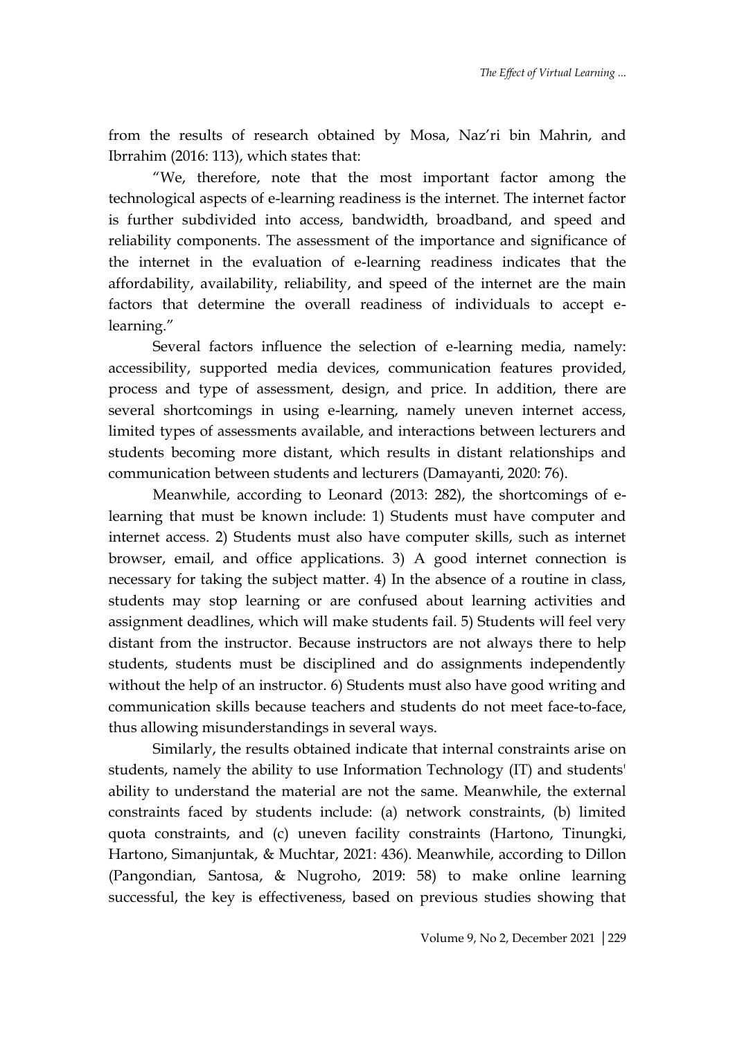from the results of research obtained by Mosa, Naz'ri bin Mahrin, and Ibrrahim (2016: 113), which states that:

"We, therefore, note that the most important factor among the technological aspects of e-learning readiness is the internet. The internet factor is further subdivided into access, bandwidth, broadband, and speed and reliability components. The assessment of the importance and significance of the internet in the evaluation of e-learning readiness indicates that the affordability, availability, reliability, and speed of the internet are the main factors that determine the overall readiness of individuals to accept e-learning."

Several factors influence the selection of e-learning media, namely: accessibility, supported media devices, communication features provided, process and type of assessment, design, and price. In addition, there are several shortcomings in using e-learning, namely uneven internet access, limited types of assessments available, and interactions between lecturers and students becoming more distant, which results in distant relationships and communication between students and lecturers (Damayanti, 2020: 76).

Meanwhile, according to Leonard (2013: 282), the shortcomings of e-learning that must be known include: 1) Students must have computer and internet access. 2) Students must also have computer skills, such as internet browser, email, and office applications. 3) A good internet connection is necessary for taking the subject matter. 4) In the absence of a routine in class, students may stop learning or are confused about learning activities and assignment deadlines, which will make students fail. 5) Students will feel very distant from the instructor. Because instructors are not always there to help students, students must be disciplined and do assignments independently without the help of an instructor. 6) Students must also have good writing and communication skills because teachers and students do not meet face-to-face, thus allowing misunderstandings in several ways.

Similarly, the results obtained indicate that internal constraints arise on students, namely the ability to use Information Technology (IT) and students' ability to understand the material are not the same. Meanwhile, the external constraints faced by students include: (a) network constraints, (b) limited quota constraints, and (c) uneven facility constraints (Hartono, Tinungki, Hartono, Simanjuntak, & Muchtar, 2021: 436). Meanwhile, according to Dillon (Pangondian, Santosa, & Nugroho, 2019: 58) to make online learning successful, the key is effectiveness, based on previous studies showing that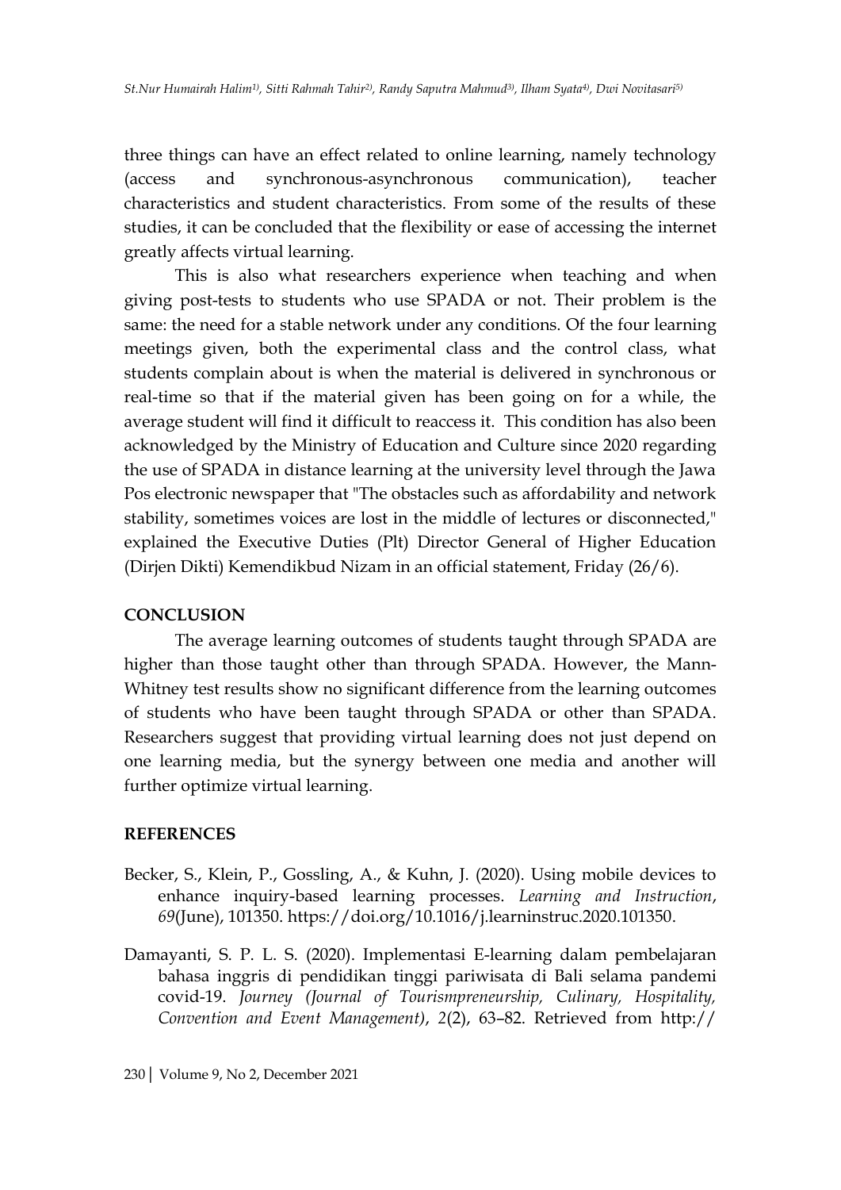three things can have an effect related to online learning, namely technology (access and synchronous-asynchronous communication), teacher characteristics and student characteristics. From some of the results of these studies, it can be concluded that the flexibility or ease of accessing the internet greatly affects virtual learning.

This is also what researchers experience when teaching and when giving post-tests to students who use SPADA or not. Their problem is the same: the need for a stable network under any conditions. Of the four learning meetings given, both the experimental class and the control class, what students complain about is when the material is delivered in synchronous or real-time so that if the material given has been going on for a while, the average student will find it difficult to reaccess it. This condition has also been acknowledged by the Ministry of Education and Culture since 2020 regarding the use of SPADA in distance learning at the university level through the Jawa Pos electronic newspaper that "The obstacles such as affordability and network stability, sometimes voices are lost in the middle of lectures or disconnected," explained the Executive Duties (Plt) Director General of Higher Education (Dirjen Dikti) Kemendikbud Nizam in an official statement, Friday (26/6).

## CONCLUSION

The average learning outcomes of students taught through SPADA are higher than those taught other than through SPADA. However, the Mann-Whitney test results show no significant difference from the learning outcomes of students who have been taught through SPADA or other than SPADA. Researchers suggest that providing virtual learning does not just depend on one learning media, but the synergy between one media and another will further optimize virtual learning.

## REFERENCES

Becker, S., Klein, P., Gossling, A., & Kuhn, J. (2020). Using mobile devices to enhance inquiry-based learning processes. *Learning and Instruction*, *69*(June), 101350. https://doi.org/10.1016/j.learninstruc.2020.101350.

Damayanti, S. P. L. S. (2020). Implementasi E-learning dalam pembelajaran bahasa inggris di pendidikan tinggi pariwisata di Bali selama pandemi covid-19. *Journey (Journal of Tourismpreneurship, Culinary, Hospitality, Convention and Event Management)*, *2*(2), 63–82. Retrieved from http://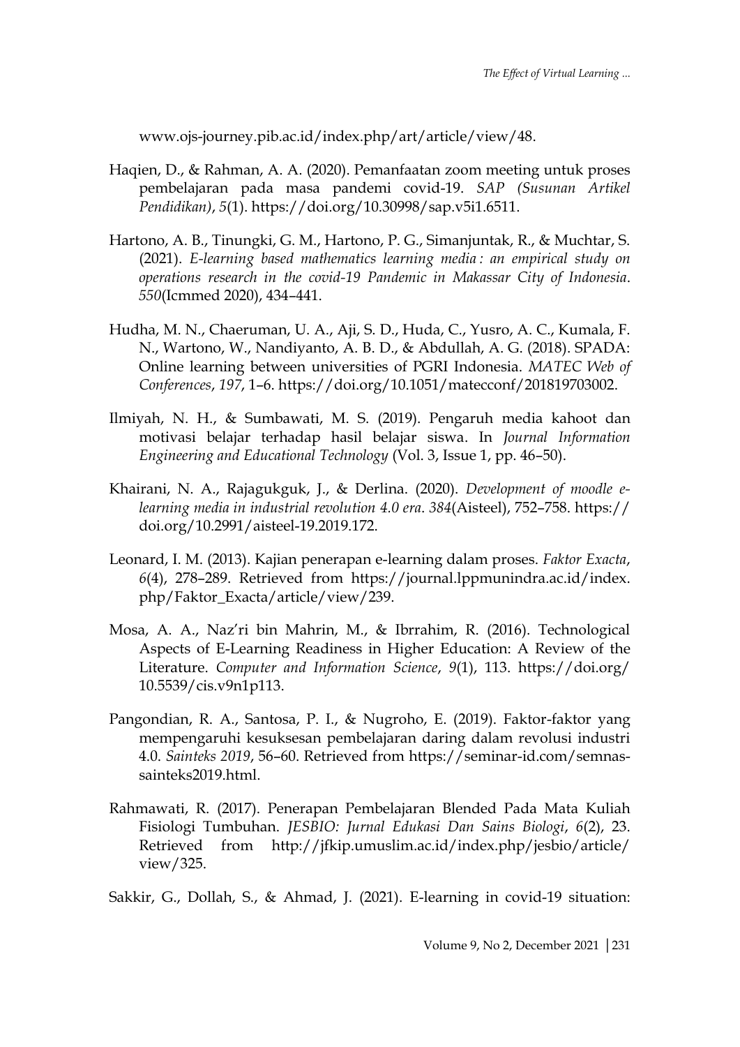www.ojs-journey.pib.ac.id/index.php/art/article/view/48.

Haqien, D., & Rahman, A. A. (2020). Pemanfaatan zoom meeting untuk proses pembelajaran pada masa pandemi covid-19. *SAP (Susunan Artikel Pendidikan)*, *5*(1). https://doi.org/10.30998/sap.v5i1.6511.

Hartono, A. B., Tinungki, G. M., Hartono, P. G., Simanjuntak, R., & Muchtar, S. (2021). *E-learning based mathematics learning media : an empirical study on operations research in the covid-19 Pandemic in Makassar City of Indonesia*. *550*(Icmmed 2020), 434–441.

Hudha, M. N., Chaeruman, U. A., Aji, S. D., Huda, C., Yusro, A. C., Kumala, F. N., Wartono, W., Nandiyanto, A. B. D., & Abdullah, A. G. (2018). SPADA: Online learning between universities of PGRI Indonesia. *MATEC Web of Conferences*, *197*, 1–6. https://doi.org/10.1051/matecconf/201819703002.

Ilmiyah, N. H., & Sumbawati, M. S. (2019). Pengaruh media kahoot dan motivasi belajar terhadap hasil belajar siswa. In *Journal Information Engineering and Educational Technology* (Vol. 3, Issue 1, pp. 46–50).

Khairani, N. A., Rajagukguk, J., & Derlina. (2020). *Development of moodle e-learning media in industrial revolution 4.0 era*. *384*(Aisteel), 752–758. https://doi.org/10.2991/aisteel-19.2019.172.

Leonard, I. M. (2013). Kajian penerapan e-learning dalam proses. *Faktor Exacta*, *6*(4), 278–289. Retrieved from https://journal.lppmunindra.ac.id/index.php/Faktor_Exacta/article/view/239.

Mosa, A. A., Naz'ri bin Mahrin, M., & Ibrrahim, R. (2016). Technological Aspects of E-Learning Readiness in Higher Education: A Review of the Literature. *Computer and Information Science*, *9*(1), 113. https://doi.org/10.5539/cis.v9n1p113.

Pangondian, R. A., Santosa, P. I., & Nugroho, E. (2019). Faktor-faktor yang mempengaruhi kesuksesan pembelajaran daring dalam revolusi industri 4.0. *Sainteks 2019*, 56–60. Retrieved from https://seminar-id.com/semnas-sainteks2019.html.

Rahmawati, R. (2017). Penerapan Pembelajaran Blended Pada Mata Kuliah Fisiologi Tumbuhan. *JESBIO: Jurnal Edukasi Dan Sains Biologi*, *6*(2), 23. Retrieved from http://jfkip.umuslim.ac.id/index.php/jesbio/article/view/325.

Sakkir, G., Dollah, S., & Ahmad, J. (2021). E-learning in covid-19 situation: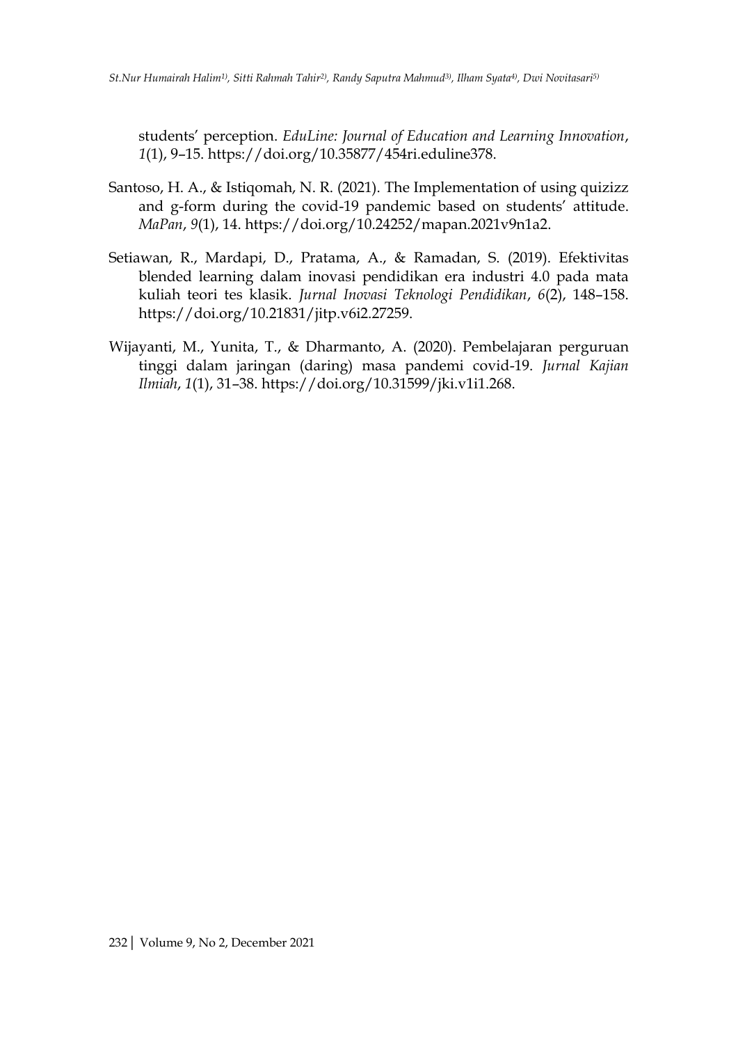students' perception. *EduLine: Journal of Education and Learning Innovation*, *1*(1), 9–15. https://doi.org/10.35877/454ri.eduline378.

Santoso, H. A., & Istiqomah, N. R. (2021). The Implementation of using quizizz and g-form during the covid-19 pandemic based on students' attitude. *MaPan*, *9*(1), 14. https://doi.org/10.24252/mapan.2021v9n1a2.

Setiawan, R., Mardapi, D., Pratama, A., & Ramadan, S. (2019). Efektivitas blended learning dalam inovasi pendidikan era industri 4.0 pada mata kuliah teori tes klasik. *Jurnal Inovasi Teknologi Pendidikan*, *6*(2), 148–158. https://doi.org/10.21831/jitp.v6i2.27259.

Wijayanti, M., Yunita, T., & Dharmanto, A. (2020). Pembelajaran perguruan tinggi dalam jaringan (daring) masa pandemi covid-19. *Jurnal Kajian Ilmiah*, *1*(1), 31–38. https://doi.org/10.31599/jki.v1i1.268.